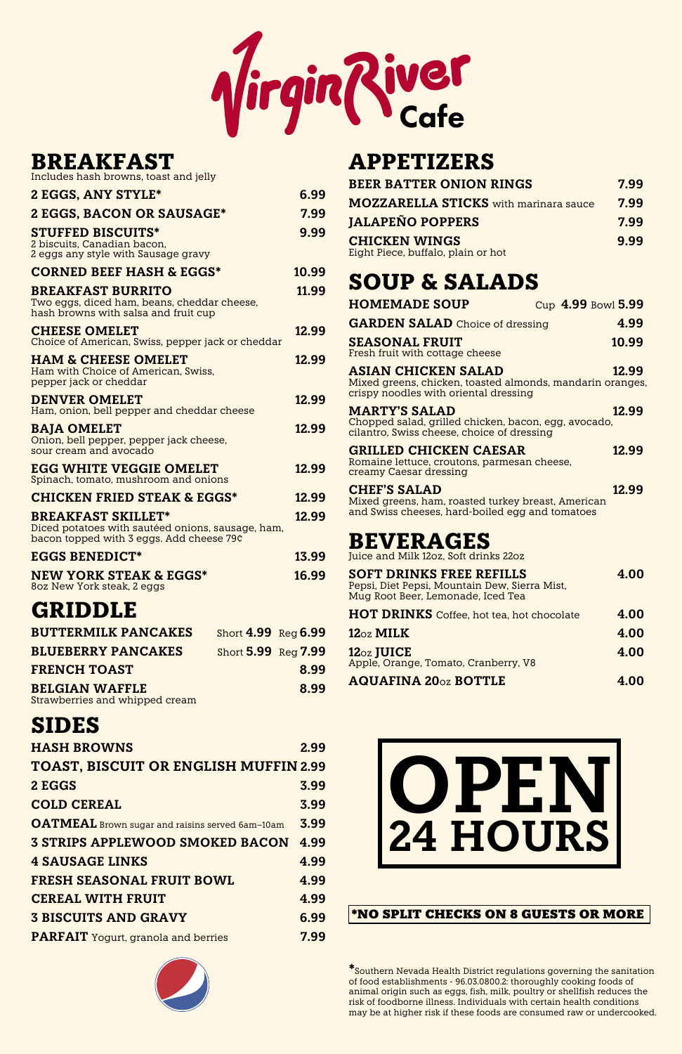# Virgin River Cafe

## BREAKFAST

Includes hash browns, toast and jelly

| Item | Price |
|---|---|
| **2 EGGS, ANY STYLE*** | 6.99 |
| **2 EGGS, BACON OR SAUSAGE*** | 7.99 |
| **STUFFED BISCUITS***<br>2 biscuits, Canadian bacon, 2 eggs any style with Sausage gravy | 9.99 |
| **CORNED BEEF HASH & EGGS*** | 10.99 |
| **BREAKFAST BURRITO**<br>Two eggs, diced ham, beans, cheddar cheese, hash browns with salsa and fruit cup | 11.99 |
| **CHEESE OMELET**<br>Choice of American, Swiss, pepper jack or cheddar | 12.99 |
| **HAM & CHEESE OMELET**<br>Ham with Choice of American, Swiss, pepper jack or cheddar | 12.99 |
| **DENVER OMELET**<br>Ham, onion, bell pepper and cheddar cheese | 12.99 |
| **BAJA OMELET**<br>Onion, bell pepper, pepper jack cheese, sour cream and avocado | 12.99 |
| **EGG WHITE VEGGIE OMELET**<br>Spinach, tomato, mushroom and onions | 12.99 |
| **CHICKEN FRIED STEAK & EGGS*** | 12.99 |
| **BREAKFAST SKILLET***<br>Diced potatoes with sautéed onions, sausage, ham, bacon topped with 3 eggs. Add cheese 79¢ | 12.99 |
| **EGGS BENEDICT*** | 13.99 |
| **NEW YORK STEAK & EGGS***<br>8oz New York steak, 2 eggs | 16.99 |

## GRIDDLE

| Item | Price |
|---|---|
| **BUTTERMILK PANCAKES** | Short 4.99 Reg 6.99 |
| **BLUEBERRY PANCAKES** | Short 5.99 Reg 7.99 |
| **FRENCH TOAST** | 8.99 |
| **BELGIAN WAFFLE**<br>Strawberries and whipped cream | 8.99 |

## SIDES

| Item | Price |
|---|---|
| **HASH BROWNS** | 2.99 |
| **TOAST, BISCUIT OR ENGLISH MUFFIN** | 2.99 |
| **2 EGGS** | 3.99 |
| **COLD CEREAL** | 3.99 |
| **OATMEAL** Brown sugar and raisins served 6am–10am | 3.99 |
| **3 STRIPS APPLEWOOD SMOKED BACON** | 4.99 |
| **4 SAUSAGE LINKS** | 4.99 |
| **FRESH SEASONAL FRUIT BOWL** | 4.99 |
| **CEREAL WITH FRUIT** | 4.99 |
| **3 BISCUITS AND GRAVY** | 6.99 |
| **PARFAIT** Yogurt, granola and berries | 7.99 |

## APPETIZERS

| Item | Price |
|---|---|
| **BEER BATTER ONION RINGS** | 7.99 |
| **MOZZARELLA STICKS** with marinara sauce | 7.99 |
| **JALAPEÑO POPPERS** | 7.99 |
| **CHICKEN WINGS**<br>Eight Piece, buffalo, plain or hot | 9.99 |

## SOUP & SALADS

| Item | Price |
|---|---|
| **HOMEMADE SOUP** | Cup 4.99 Bowl 5.99 |
| **GARDEN SALAD** Choice of dressing | 4.99 |
| **SEASONAL FRUIT**<br>Fresh fruit with cottage cheese | 10.99 |
| **ASIAN CHICKEN SALAD**<br>Mixed greens, chicken, toasted almonds, mandarin oranges, crispy noodles with oriental dressing | 12.99 |
| **MARTY'S SALAD**<br>Chopped salad, grilled chicken, bacon, egg, avocado, cilantro, Swiss cheese, choice of dressing | 12.99 |
| **GRILLED CHICKEN CAESAR**<br>Romaine lettuce, croutons, parmesan cheese, creamy Caesar dressing | 12.99 |
| **CHEF'S SALAD**<br>Mixed greens, ham, roasted turkey breast, American and Swiss cheeses, hard-boiled egg and tomatoes | 12.99 |

## BEVERAGES

Juice and Milk 12oz, Soft drinks 22oz

| Item | Price |
|---|---|
| **SOFT DRINKS FREE REFILLS**<br>Pepsi, Diet Pepsi, Mountain Dew, Sierra Mist, Mug Root Beer, Lemonade, Iced Tea | 4.00 |
| **HOT DRINKS** Coffee, hot tea, hot chocolate | 4.00 |
| **12oz MILK** | 4.00 |
| **12oz JUICE**<br>Apple, Orange, Tomato, Cranberry, V8 | 4.00 |
| **AQUAFINA 20oz BOTTLE** | 4.00 |

**OPEN 24 HOURS**

**\*NO SPLIT CHECKS ON 8 GUESTS OR MORE**

*Southern Nevada Health District regulations governing the sanitation of food establishments - 96.03.0800.2: thoroughly cooking foods of animal origin such as eggs, fish, milk, poultry or shellfish reduces the risk of foodborne illness. Individuals with certain health conditions may be at higher risk if these foods are consumed raw or undercooked.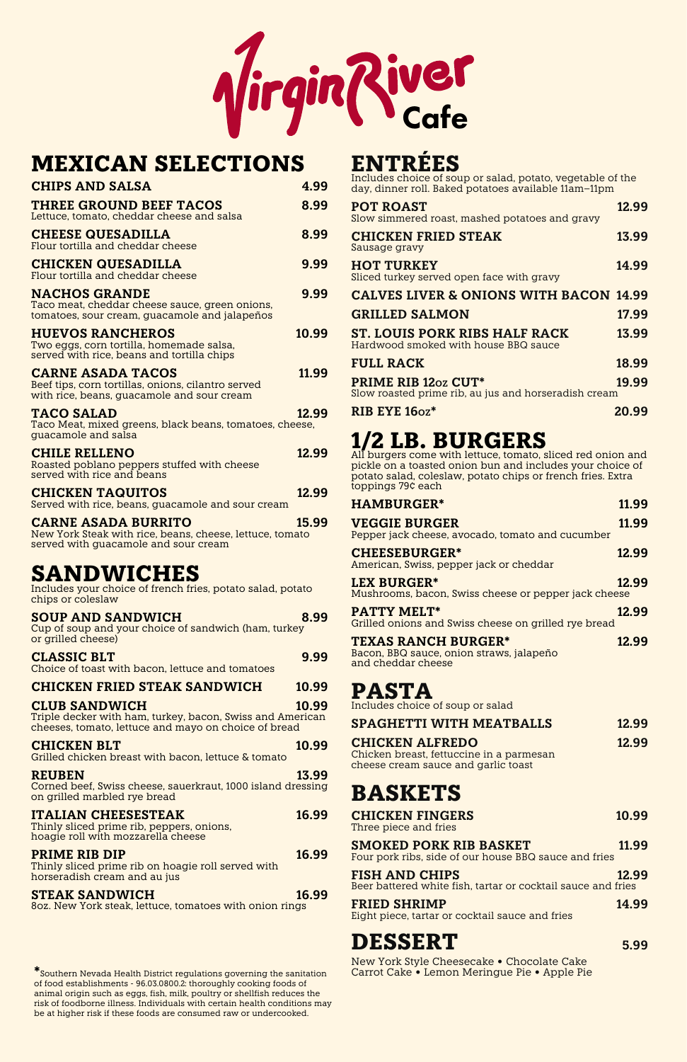# Virgin River Cafe

## MEXICAN SELECTIONS

**CHIPS AND SALSA** 4.99

**THREE GROUND BEEF TACOS** 8.99
Lettuce, tomato, cheddar cheese and salsa

**CHEESE QUESADILLA** 8.99
Flour tortilla and cheddar cheese

**CHICKEN QUESADILLA** 9.99
Flour tortilla and cheddar cheese

**NACHOS GRANDE** 9.99
Taco meat, cheddar cheese sauce, green onions, tomatoes, sour cream, guacamole and jalapeños

**HUEVOS RANCHEROS** 10.99
Two eggs, corn tortilla, homemade salsa, served with rice, beans and tortilla chips

**CARNE ASADA TACOS** 11.99
Beef tips, corn tortillas, onions, cilantro served with rice, beans, guacamole and sour cream

**TACO SALAD** 12.99
Taco Meat, mixed greens, black beans, tomatoes, cheese, guacamole and salsa

**CHILE RELLENO** 12.99
Roasted poblano peppers stuffed with cheese served with rice and beans

**CHICKEN TAQUITOS** 12.99
Served with rice, beans, guacamole and sour cream

**CARNE ASADA BURRITO** 15.99
New York Steak with rice, beans, cheese, lettuce, tomato served with guacamole and sour cream

## SANDWICHES

Includes your choice of french fries, potato salad, potato chips or coleslaw

**SOUP AND SANDWICH** 8.99
Cup of soup and your choice of sandwich (ham, turkey or grilled cheese)

**CLASSIC BLT** 9.99
Choice of toast with bacon, lettuce and tomatoes

**CHICKEN FRIED STEAK SANDWICH** 10.99

**CLUB SANDWICH** 10.99
Triple decker with ham, turkey, bacon, Swiss and American cheeses, tomato, lettuce and mayo on choice of bread

**CHICKEN BLT** 10.99
Grilled chicken breast with bacon, lettuce & tomato

**REUBEN** 13.99
Corned beef, Swiss cheese, sauerkraut, 1000 island dressing on grilled marbled rye bread

**ITALIAN CHEESESTEAK** 16.99
Thinly sliced prime rib, peppers, onions, hoagie roll with mozzarella cheese

**PRIME RIB DIP** 16.99
Thinly sliced prime rib on hoagie roll served with horseradish cream and au jus

**STEAK SANDWICH** 16.99
8oz. New York steak, lettuce, tomatoes with onion rings

*Southern Nevada Health District regulations governing the sanitation of food establishments - 96.03.0800.2: thoroughly cooking foods of animal origin such as eggs, fish, milk, poultry or shellfish reduces the risk of foodborne illness. Individuals with certain health conditions may be at higher risk if these foods are consumed raw or undercooked.

## ENTRÉES

Includes choice of soup or salad, potato, vegetable of the day, dinner roll. Baked potatoes available 11am–11pm

**POT ROAST** 12.99
Slow simmered roast, mashed potatoes and gravy

**CHICKEN FRIED STEAK** 13.99
Sausage gravy

**HOT TURKEY** 14.99
Sliced turkey served open face with gravy

**CALVES LIVER & ONIONS WITH BACON** 14.99

**GRILLED SALMON** 17.99

**ST. LOUIS PORK RIBS HALF RACK** 13.99
Hardwood smoked with house BBQ sauce

**FULL RACK** 18.99

**PRIME RIB 12oz CUT*** 19.99
Slow roasted prime rib, au jus and horseradish cream

**RIB EYE 16oz*** 20.99

## 1/2 LB. BURGERS

All burgers come with lettuce, tomato, sliced red onion and pickle on a toasted onion bun and includes your choice of potato salad, coleslaw, potato chips or french fries. Extra toppings 79¢ each

**HAMBURGER*** 11.99

**VEGGIE BURGER** 11.99
Pepper jack cheese, avocado, tomato and cucumber

**CHEESEBURGER*** 12.99
American, Swiss, pepper jack or cheddar

**LEX BURGER*** 12.99
Mushrooms, bacon, Swiss cheese or pepper jack cheese

**PATTY MELT*** 12.99
Grilled onions and Swiss cheese on grilled rye bread

**TEXAS RANCH BURGER*** 12.99
Bacon, BBQ sauce, onion straws, jalapeño and cheddar cheese

## PASTA

Includes choice of soup or salad

**SPAGHETTI WITH MEATBALLS** 12.99

**CHICKEN ALFREDO** 12.99
Chicken breast, fettuccine in a parmesan cheese cream sauce and garlic toast

## BASKETS

**CHICKEN FINGERS** 10.99
Three piece and fries

**SMOKED PORK RIB BASKET** 11.99
Four pork ribs, side of our house BBQ sauce and fries

**FISH AND CHIPS** 12.99
Beer battered white fish, tartar or cocktail sauce and fries

**FRIED SHRIMP** 14.99
Eight piece, tartar or cocktail sauce and fries

## DESSERT 5.99

New York Style Cheesecake • Chocolate Cake
Carrot Cake • Lemon Meringue Pie • Apple Pie